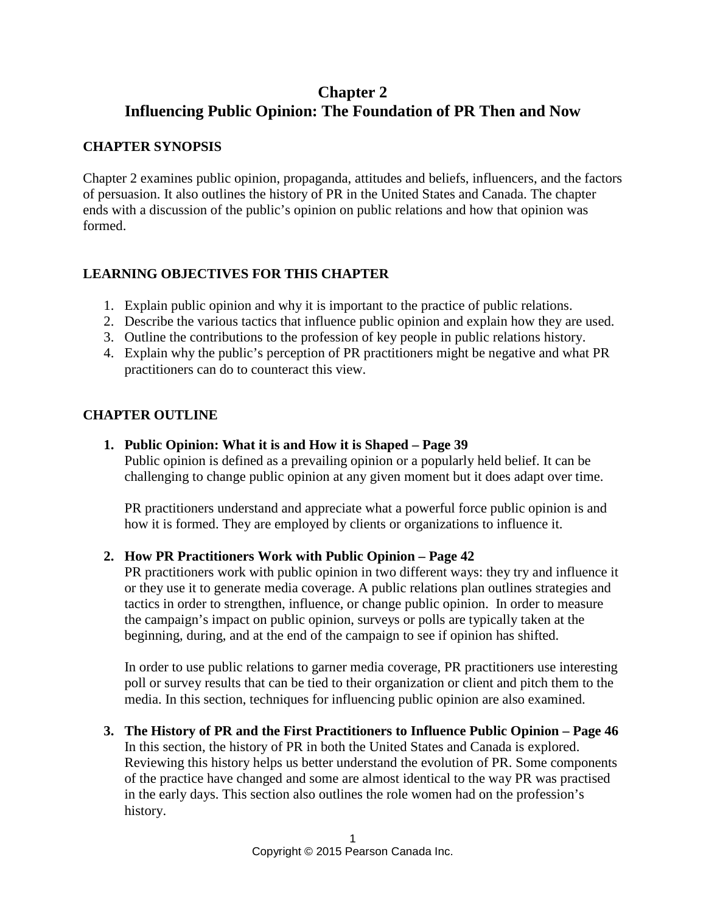# Chapter 2
# Influencing Public Opinion: The Foundation of PR Then and Now

## CHAPTER SYNOPSIS

Chapter 2 examines public opinion, propaganda, attitudes and beliefs, influencers, and the factors of persuasion. It also outlines the history of PR in the United States and Canada. The chapter ends with a discussion of the public's opinion on public relations and how that opinion was formed.

## LEARNING OBJECTIVES FOR THIS CHAPTER

1. Explain public opinion and why it is important to the practice of public relations.
2. Describe the various tactics that influence public opinion and explain how they are used.
3. Outline the contributions to the profession of key people in public relations history.
4. Explain why the public's perception of PR practitioners might be negative and what PR practitioners can do to counteract this view.

## CHAPTER OUTLINE

1. **Public Opinion: What it is and How it is Shaped – Page 39**
   Public opinion is defined as a prevailing opinion or a popularly held belief. It can be challenging to change public opinion at any given moment but it does adapt over time.

   PR practitioners understand and appreciate what a powerful force public opinion is and how it is formed. They are employed by clients or organizations to influence it.

2. **How PR Practitioners Work with Public Opinion – Page 42**
   PR practitioners work with public opinion in two different ways: they try and influence it or they use it to generate media coverage. A public relations plan outlines strategies and tactics in order to strengthen, influence, or change public opinion. In order to measure the campaign's impact on public opinion, surveys or polls are typically taken at the beginning, during, and at the end of the campaign to see if opinion has shifted.

   In order to use public relations to garner media coverage, PR practitioners use interesting poll or survey results that can be tied to their organization or client and pitch them to the media. In this section, techniques for influencing public opinion are also examined.

3. **The History of PR and the First Practitioners to Influence Public Opinion – Page 46**
   In this section, the history of PR in both the United States and Canada is explored. Reviewing this history helps us better understand the evolution of PR. Some components of the practice have changed and some are almost identical to the way PR was practised in the early days. This section also outlines the role women had on the profession's history.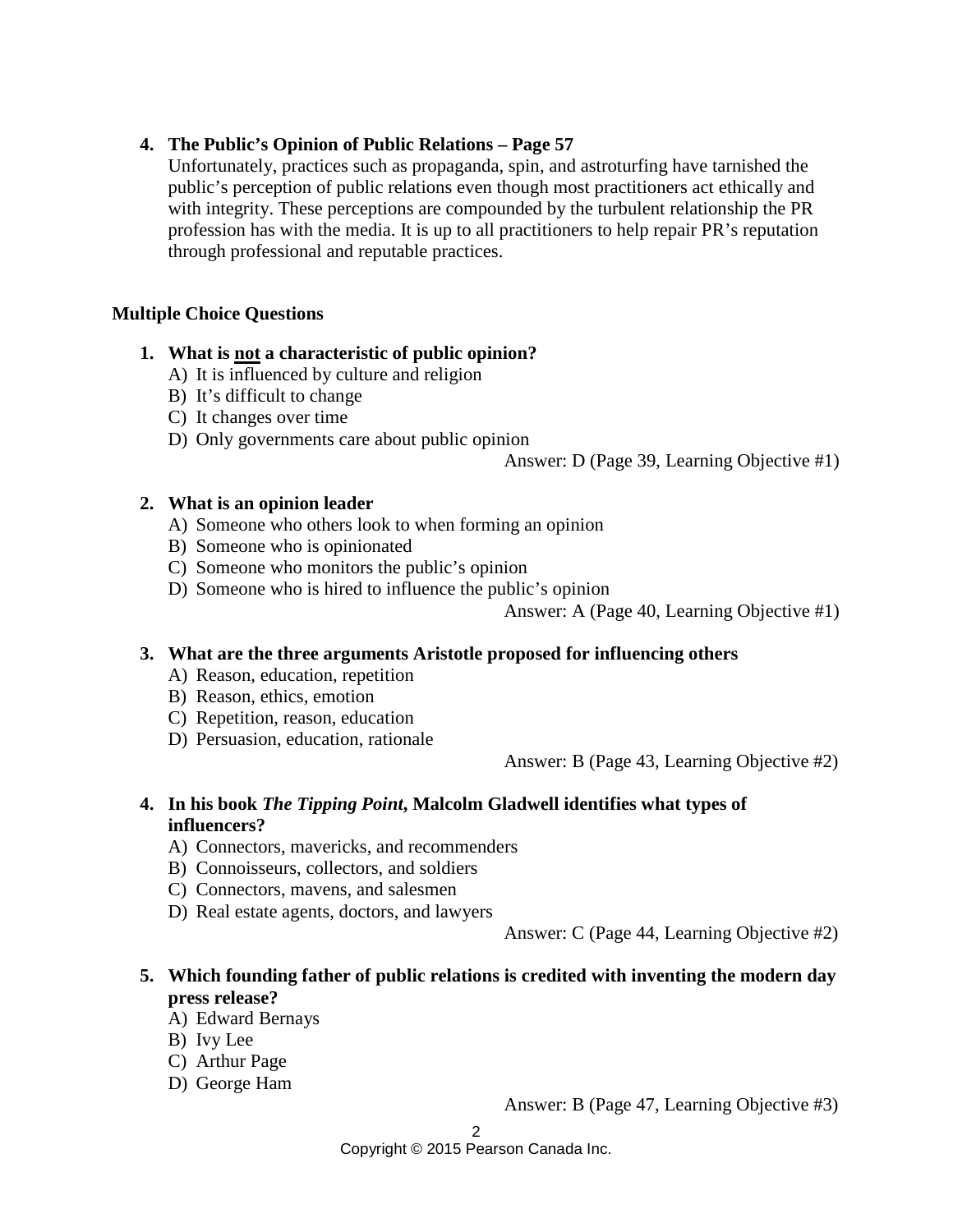4. **The Public's Opinion of Public Relations – Page 57**
   Unfortunately, practices such as propaganda, spin, and astroturfing have tarnished the public's perception of public relations even though most practitioners act ethically and with integrity. These perceptions are compounded by the turbulent relationship the PR profession has with the media. It is up to all practitioners to help repair PR's reputation through professional and reputable practices.

## Multiple Choice Questions

1. **What is <u>not</u> a characteristic of public opinion?**
   A) It is influenced by culture and religion
   B) It's difficult to change
   C) It changes over time
   D) Only governments care about public opinion

   Answer: D (Page 39, Learning Objective #1)

2. **What is an opinion leader**
   A) Someone who others look to when forming an opinion
   B) Someone who is opinionated
   C) Someone who monitors the public's opinion
   D) Someone who is hired to influence the public's opinion

   Answer: A (Page 40, Learning Objective #1)

3. **What are the three arguments Aristotle proposed for influencing others**
   A) Reason, education, repetition
   B) Reason, ethics, emotion
   C) Repetition, reason, education
   D) Persuasion, education, rationale

   Answer: B (Page 43, Learning Objective #2)

4. **In his book *The Tipping Point*, Malcolm Gladwell identifies what types of influencers?**
   A) Connectors, mavericks, and recommenders
   B) Connoisseurs, collectors, and soldiers
   C) Connectors, mavens, and salesmen
   D) Real estate agents, doctors, and lawyers

   Answer: C (Page 44, Learning Objective #2)

5. **Which founding father of public relations is credited with inventing the modern day press release?**
   A) Edward Bernays
   B) Ivy Lee
   C) Arthur Page
   D) George Ham

   Answer: B (Page 47, Learning Objective #3)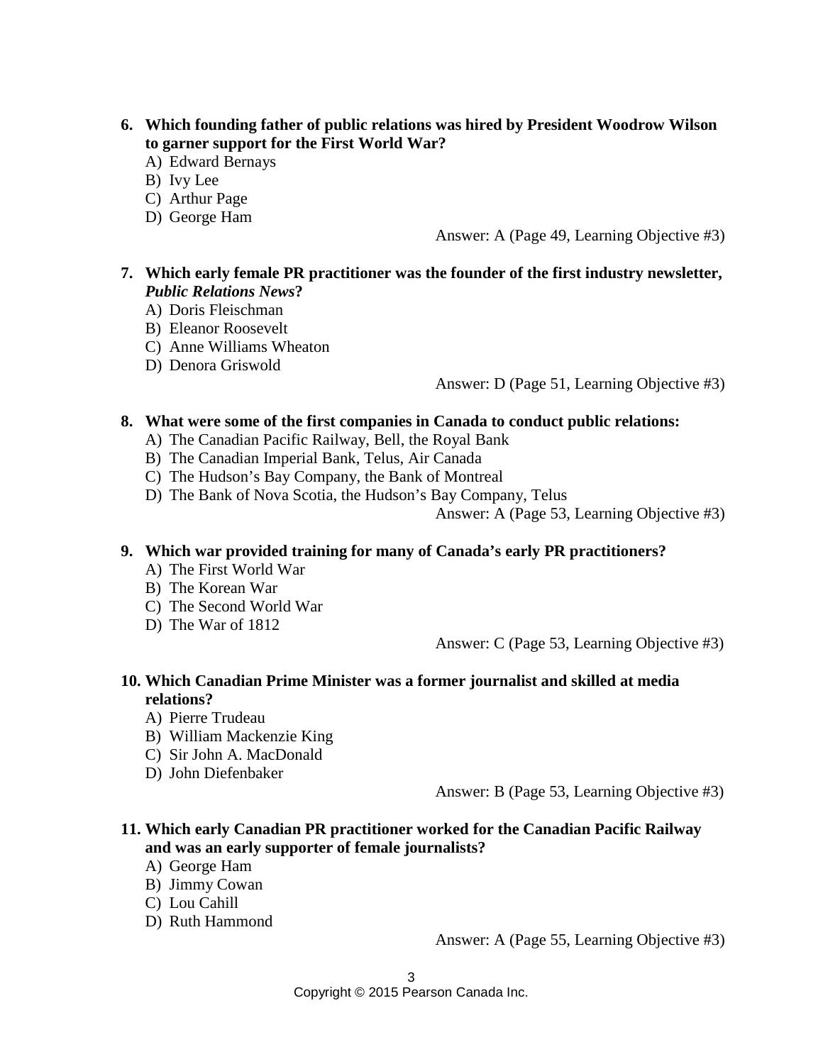**6. Which founding father of public relations was hired by President Woodrow Wilson to garner support for the First World War?**

A) Edward Bernays
B) Ivy Lee
C) Arthur Page
D) George Ham

Answer: A (Page 49, Learning Objective #3)

**7. Which early female PR practitioner was the founder of the first industry newsletter, *Public Relations News*?**

A) Doris Fleischman
B) Eleanor Roosevelt
C) Anne Williams Wheaton
D) Denora Griswold

Answer: D (Page 51, Learning Objective #3)

**8. What were some of the first companies in Canada to conduct public relations:**

A) The Canadian Pacific Railway, Bell, the Royal Bank
B) The Canadian Imperial Bank, Telus, Air Canada
C) The Hudson's Bay Company, the Bank of Montreal
D) The Bank of Nova Scotia, the Hudson's Bay Company, Telus

Answer: A (Page 53, Learning Objective #3)

**9. Which war provided training for many of Canada's early PR practitioners?**

A) The First World War
B) The Korean War
C) The Second World War
D) The War of 1812

Answer: C (Page 53, Learning Objective #3)

**10. Which Canadian Prime Minister was a former journalist and skilled at media relations?**

A) Pierre Trudeau
B) William Mackenzie King
C) Sir John A. MacDonald
D) John Diefenbaker

Answer: B (Page 53, Learning Objective #3)

**11. Which early Canadian PR practitioner worked for the Canadian Pacific Railway and was an early supporter of female journalists?**

A) George Ham
B) Jimmy Cowan
C) Lou Cahill
D) Ruth Hammond

Answer: A (Page 55, Learning Objective #3)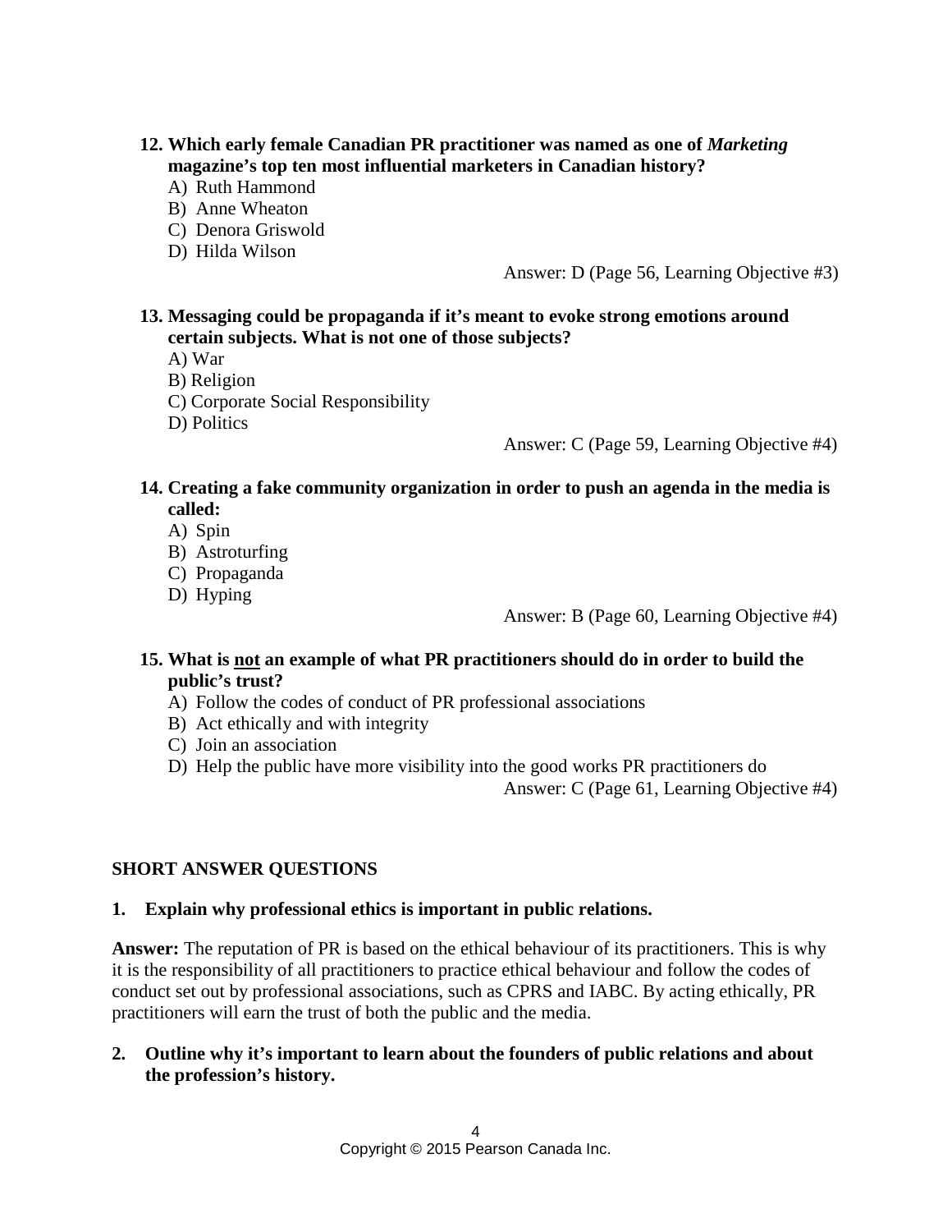**12. Which early female Canadian PR practitioner was named as one of *Marketing* magazine's top ten most influential marketers in Canadian history?**

A) Ruth Hammond
B) Anne Wheaton
C) Denora Griswold
D) Hilda Wilson

Answer: D (Page 56, Learning Objective #3)

**13. Messaging could be propaganda if it's meant to evoke strong emotions around certain subjects. What is not one of those subjects?**

A) War
B) Religion
C) Corporate Social Responsibility
D) Politics

Answer: C (Page 59, Learning Objective #4)

**14. Creating a fake community organization in order to push an agenda in the media is called:**

A) Spin
B) Astroturfing
C) Propaganda
D) Hyping

Answer: B (Page 60, Learning Objective #4)

**15. What is <u>not</u> an example of what PR practitioners should do in order to build the public's trust?**

A) Follow the codes of conduct of PR professional associations
B) Act ethically and with integrity
C) Join an association
D) Help the public have more visibility into the good works PR practitioners do

Answer: C (Page 61, Learning Objective #4)

## SHORT ANSWER QUESTIONS

**1. Explain why professional ethics is important in public relations.**

**Answer:** The reputation of PR is based on the ethical behaviour of its practitioners. This is why it is the responsibility of all practitioners to practice ethical behaviour and follow the codes of conduct set out by professional associations, such as CPRS and IABC. By acting ethically, PR practitioners will earn the trust of both the public and the media.

**2. Outline why it's important to learn about the founders of public relations and about the profession's history.**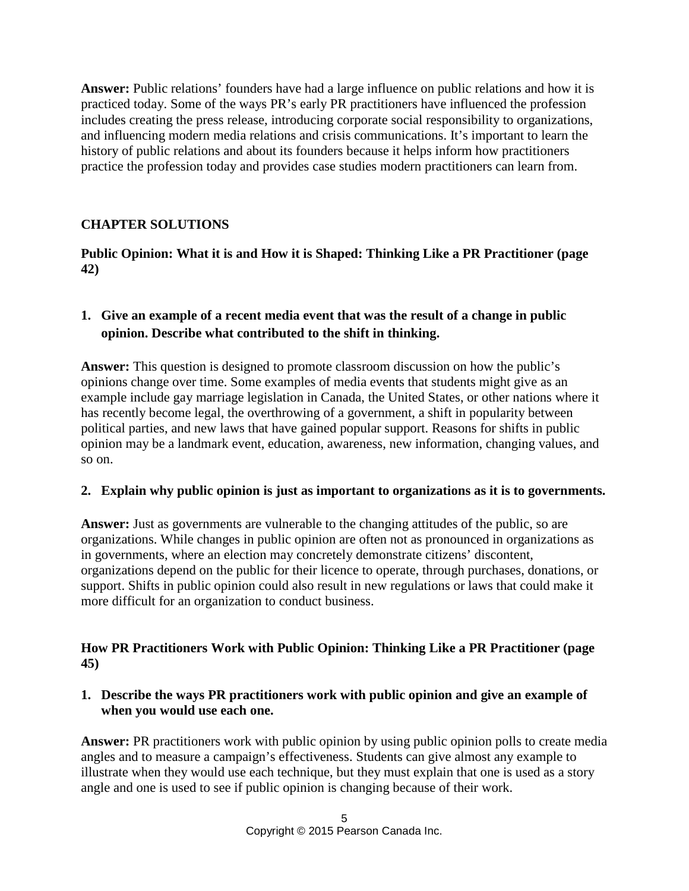**Answer:** Public relations' founders have had a large influence on public relations and how it is practiced today. Some of the ways PR's early PR practitioners have influenced the profession includes creating the press release, introducing corporate social responsibility to organizations, and influencing modern media relations and crisis communications. It's important to learn the history of public relations and about its founders because it helps inform how practitioners practice the profession today and provides case studies modern practitioners can learn from.

## CHAPTER SOLUTIONS

### Public Opinion: What it is and How it is Shaped: Thinking Like a PR Practitioner (page 42)

**1. Give an example of a recent media event that was the result of a change in public opinion. Describe what contributed to the shift in thinking.**

**Answer:** This question is designed to promote classroom discussion on how the public's opinions change over time. Some examples of media events that students might give as an example include gay marriage legislation in Canada, the United States, or other nations where it has recently become legal, the overthrowing of a government, a shift in popularity between political parties, and new laws that have gained popular support. Reasons for shifts in public opinion may be a landmark event, education, awareness, new information, changing values, and so on.

**2. Explain why public opinion is just as important to organizations as it is to governments.**

**Answer:** Just as governments are vulnerable to the changing attitudes of the public, so are organizations. While changes in public opinion are often not as pronounced in organizations as in governments, where an election may concretely demonstrate citizens' discontent, organizations depend on the public for their licence to operate, through purchases, donations, or support. Shifts in public opinion could also result in new regulations or laws that could make it more difficult for an organization to conduct business.

### How PR Practitioners Work with Public Opinion: Thinking Like a PR Practitioner (page 45)

**1. Describe the ways PR practitioners work with public opinion and give an example of when you would use each one.**

**Answer:** PR practitioners work with public opinion by using public opinion polls to create media angles and to measure a campaign's effectiveness. Students can give almost any example to illustrate when they would use each technique, but they must explain that one is used as a story angle and one is used to see if public opinion is changing because of their work.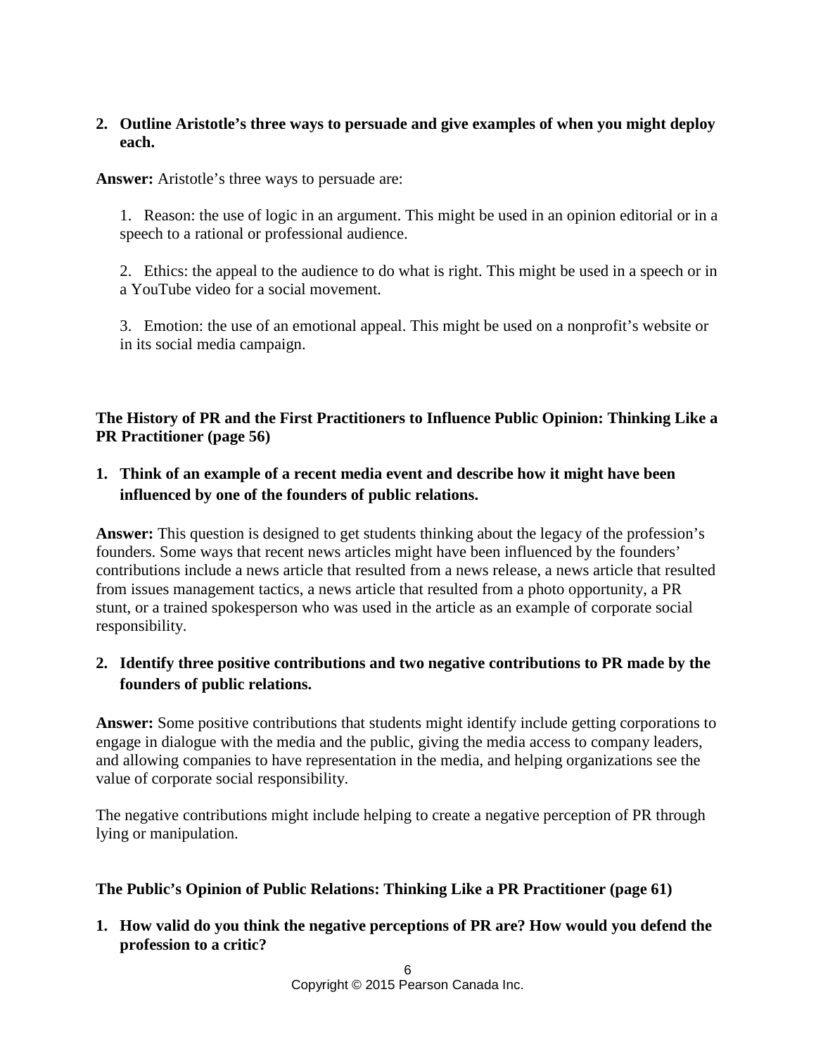2. **Outline Aristotle's three ways to persuade and give examples of when you might deploy each.**

**Answer:** Aristotle's three ways to persuade are:

1. Reason: the use of logic in an argument. This might be used in an opinion editorial or in a speech to a rational or professional audience.

2. Ethics: the appeal to the audience to do what is right. This might be used in a speech or in a YouTube video for a social movement.

3. Emotion: the use of an emotional appeal. This might be used on a nonprofit's website or in its social media campaign.

**The History of PR and the First Practitioners to Influence Public Opinion: Thinking Like a PR Practitioner (page 56)**

1. **Think of an example of a recent media event and describe how it might have been influenced by one of the founders of public relations.**

**Answer:** This question is designed to get students thinking about the legacy of the profession's founders. Some ways that recent news articles might have been influenced by the founders' contributions include a news article that resulted from a news release, a news article that resulted from issues management tactics, a news article that resulted from a photo opportunity, a PR stunt, or a trained spokesperson who was used in the article as an example of corporate social responsibility.

2. **Identify three positive contributions and two negative contributions to PR made by the founders of public relations.**

**Answer:** Some positive contributions that students might identify include getting corporations to engage in dialogue with the media and the public, giving the media access to company leaders, and allowing companies to have representation in the media, and helping organizations see the value of corporate social responsibility.

The negative contributions might include helping to create a negative perception of PR through lying or manipulation.

**The Public's Opinion of Public Relations: Thinking Like a PR Practitioner (page 61)**

1. **How valid do you think the negative perceptions of PR are? How would you defend the profession to a critic?**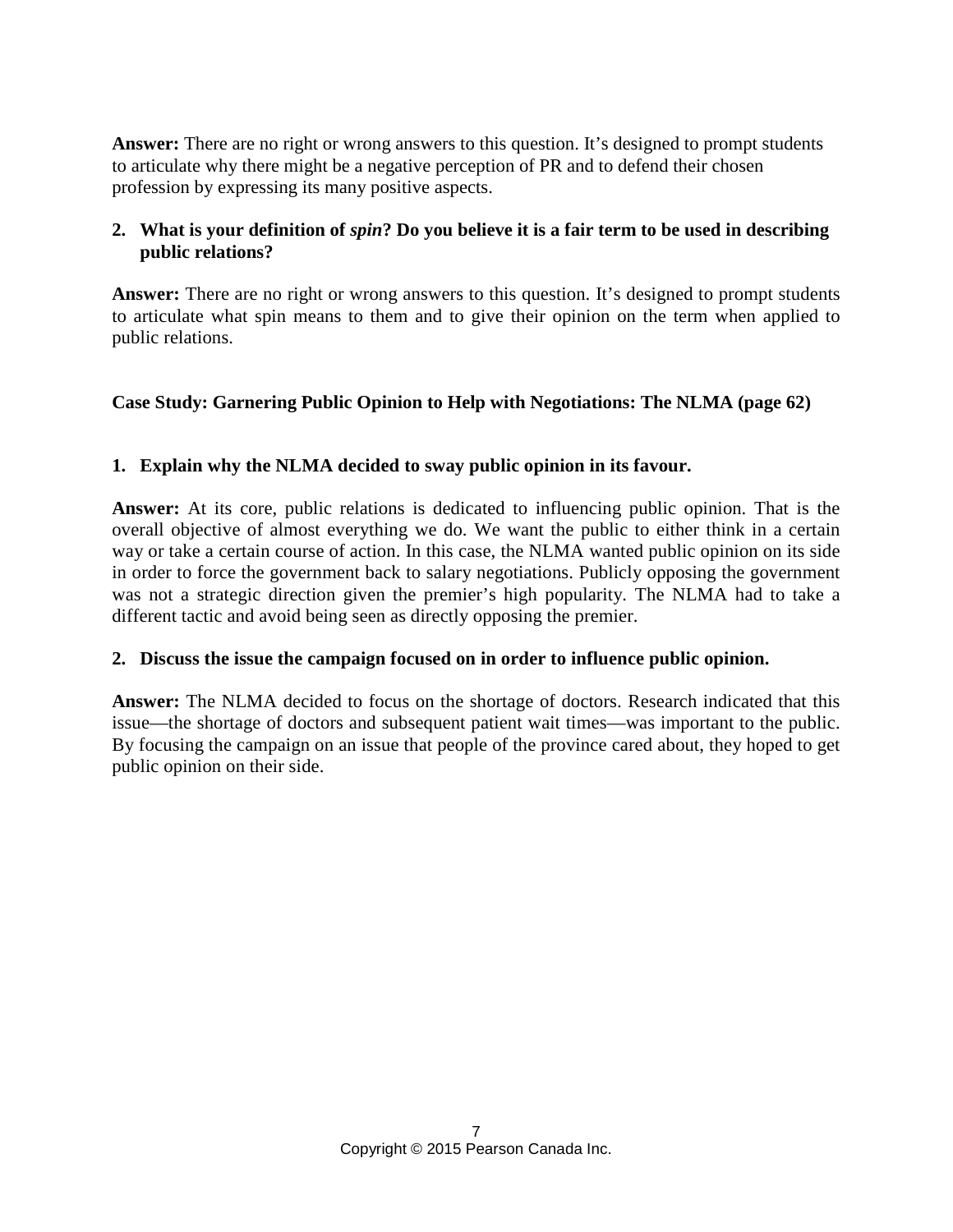**Answer:** There are no right or wrong answers to this question. It's designed to prompt students to articulate why there might be a negative perception of PR and to defend their chosen profession by expressing its many positive aspects.

2. **What is your definition of *spin*? Do you believe it is a fair term to be used in describing public relations?**

**Answer:** There are no right or wrong answers to this question. It's designed to prompt students to articulate what spin means to them and to give their opinion on the term when applied to public relations.

**Case Study: Garnering Public Opinion to Help with Negotiations: The NLMA (page 62)**

1. **Explain why the NLMA decided to sway public opinion in its favour.**

**Answer:** At its core, public relations is dedicated to influencing public opinion. That is the overall objective of almost everything we do. We want the public to either think in a certain way or take a certain course of action. In this case, the NLMA wanted public opinion on its side in order to force the government back to salary negotiations. Publicly opposing the government was not a strategic direction given the premier's high popularity. The NLMA had to take a different tactic and avoid being seen as directly opposing the premier.

2. **Discuss the issue the campaign focused on in order to influence public opinion.**

**Answer:** The NLMA decided to focus on the shortage of doctors. Research indicated that this issue—the shortage of doctors and subsequent patient wait times—was important to the public. By focusing the campaign on an issue that people of the province cared about, they hoped to get public opinion on their side.

Copyright © 2015 Pearson Canada Inc.